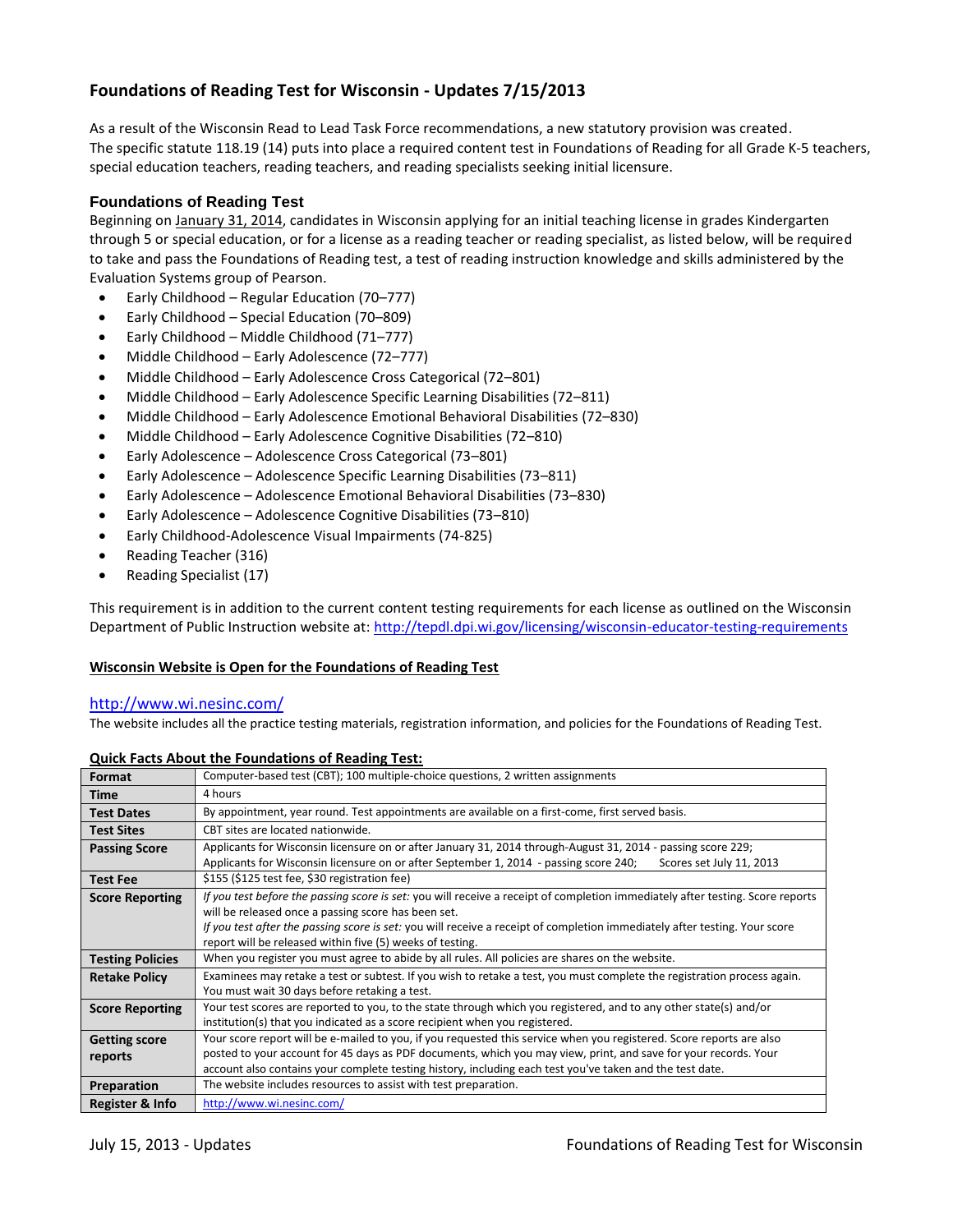# Foundations of Reading Test for Wisconsin - Updates 7/15/2013

As a result of the Wisconsin Read to Lead Task Force recommendations, a new statutory provision was created. The specific statute 118.19 (14) puts into place a required content test in Foundations of Reading for all Grade K-5 teachers, special education teachers, reading teachers, and reading specialists seeking initial licensure.

## Foundations of Reading Test

Beginning on January 31, 2014, candidates in Wisconsin applying for an initial teaching license in grades Kindergarten through 5 or special education, or for a license as a reading teacher or reading specialist, as listed below, will be required to take and pass the Foundations of Reading test, a test of reading instruction knowledge and skills administered by the Evaluation Systems group of Pearson.

- Early Childhood – Regular Education (70–777)
- Early Childhood – Special Education (70–809)
- Early Childhood – Middle Childhood (71–777)
- Middle Childhood – Early Adolescence (72–777)
- Middle Childhood – Early Adolescence Cross Categorical (72–801)
- Middle Childhood – Early Adolescence Specific Learning Disabilities (72–811)
- Middle Childhood – Early Adolescence Emotional Behavioral Disabilities (72–830)
- Middle Childhood – Early Adolescence Cognitive Disabilities (72–810)
- Early Adolescence – Adolescence Cross Categorical (73–801)
- Early Adolescence – Adolescence Specific Learning Disabilities (73–811)
- Early Adolescence – Adolescence Emotional Behavioral Disabilities (73–830)
- Early Adolescence – Adolescence Cognitive Disabilities (73–810)
- Early Childhood-Adolescence Visual Impairments (74-825)
- Reading Teacher (316)
- Reading Specialist (17)

This requirement is in addition to the current content testing requirements for each license as outlined on the Wisconsin Department of Public Instruction website at: http://tepdl.dpi.wi.gov/licensing/wisconsin-educator-testing-requirements

**Wisconsin Website is Open for the Foundations of Reading Test**

http://www.wi.nesinc.com/

The website includes all the practice testing materials, registration information, and policies for the Foundations of Reading Test.

**Quick Facts About the Foundations of Reading Test:**

| | |
|---|---|
| **Format** | Computer-based test (CBT); 100 multiple-choice questions, 2 written assignments |
| **Time** | 4 hours |
| **Test Dates** | By appointment, year round. Test appointments are available on a first-come, first served basis. |
| **Test Sites** | CBT sites are located nationwide. |
| **Passing Score** | Applicants for Wisconsin licensure on or after January 31, 2014 through-August 31, 2014 - passing score 229; Applicants for Wisconsin licensure on or after September 1, 2014 - passing score 240; Scores set July 11, 2013 |
| **Test Fee** | $155 ($125 test fee, $30 registration fee) |
| **Score Reporting** | *If you test before the passing score is set:* you will receive a receipt of completion immediately after testing. Score reports will be released once a passing score has been set. *If you test after the passing score is set:* you will receive a receipt of completion immediately after testing. Your score report will be released within five (5) weeks of testing. |
| **Testing Policies** | When you register you must agree to abide by all rules. All policies are shares on the website. |
| **Retake Policy** | Examinees may retake a test or subtest. If you wish to retake a test, you must complete the registration process again. You must wait 30 days before retaking a test. |
| **Score Reporting** | Your test scores are reported to you, to the state through which you registered, and to any other state(s) and/or institution(s) that you indicated as a score recipient when you registered. |
| **Getting score reports** | Your score report will be e-mailed to you, if you requested this service when you registered. Score reports are also posted to your account for 45 days as PDF documents, which you may view, print, and save for your records. Your account also contains your complete testing history, including each test you've taken and the test date. |
| **Preparation** | The website includes resources to assist with test preparation. |
| **Register & Info** | http://www.wi.nesinc.com/ |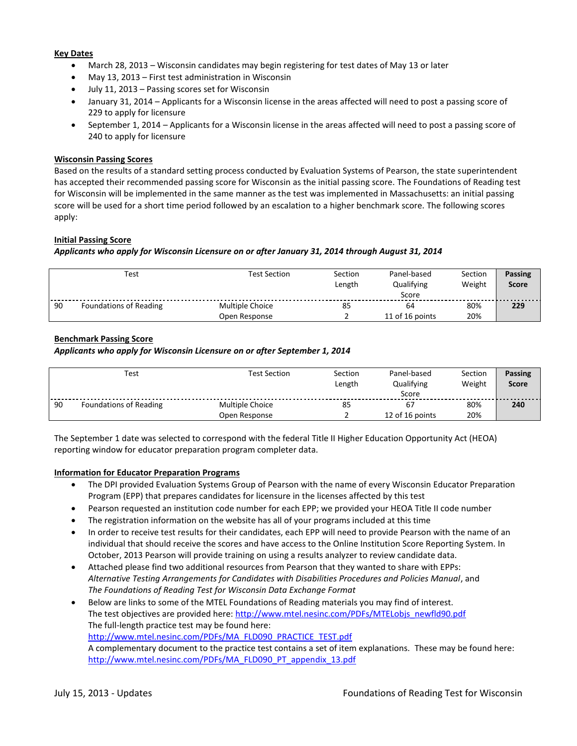**Key Dates**

- March 28, 2013 – Wisconsin candidates may begin registering for test dates of May 13 or later
- May 13, 2013 – First test administration in Wisconsin
- July 11, 2013 – Passing scores set for Wisconsin
- January 31, 2014 – Applicants for a Wisconsin license in the areas affected will need to post a passing score of 229 to apply for licensure
- September 1, 2014 – Applicants for a Wisconsin license in the areas affected will need to post a passing score of 240 to apply for licensure

**Wisconsin Passing Scores**

Based on the results of a standard setting process conducted by Evaluation Systems of Pearson, the state superintendent has accepted their recommended passing score for Wisconsin as the initial passing score. The Foundations of Reading test for Wisconsin will be implemented in the same manner as the test was implemented in Massachusetts: an initial passing score will be used for a short time period followed by an escalation to a higher benchmark score. The following scores apply:

**Initial Passing Score**

***Applicants who apply for Wisconsin Licensure on or after January 31, 2014 through August 31, 2014***

| | Test | Test Section | Section Length | Panel-based Qualifying Score | Section Weight | **Passing Score** |
|---|---|---|---|---|---|---|
| 90 | Foundations of Reading | Multiple Choice | 85 | 64 | 80% | **229** |
| | | Open Response | 2 | 11 of 16 points | 20% | |

**Benchmark Passing Score**

***Applicants who apply for Wisconsin Licensure on or after September 1, 2014***

| | Test | Test Section | Section Length | Panel-based Qualifying Score | Section Weight | **Passing Score** |
|---|---|---|---|---|---|---|
| 90 | Foundations of Reading | Multiple Choice | 85 | 67 | 80% | **240** |
| | | Open Response | 2 | 12 of 16 points | 20% | |

The September 1 date was selected to correspond with the federal Title II Higher Education Opportunity Act (HEOA) reporting window for educator preparation program completer data.

**Information for Educator Preparation Programs**

- The DPI provided Evaluation Systems Group of Pearson with the name of every Wisconsin Educator Preparation Program (EPP) that prepares candidates for licensure in the licenses affected by this test
- Pearson requested an institution code number for each EPP; we provided your HEOA Title II code number
- The registration information on the website has all of your programs included at this time
- In order to receive test results for their candidates, each EPP will need to provide Pearson with the name of an individual that should receive the scores and have access to the Online Institution Score Reporting System. In October, 2013 Pearson will provide training on using a results analyzer to review candidate data.
- Attached please find two additional resources from Pearson that they wanted to share with EPPs: *Alternative Testing Arrangements for Candidates with Disabilities Procedures and Policies Manual*, and *The Foundations of Reading Test for Wisconsin Data Exchange Format*
- Below are links to some of the MTEL Foundations of Reading materials you may find of interest.
  The test objectives are provided here: http://www.mtel.nesinc.com/PDFs/MTELobjs_newfld90.pdf
  The full-length practice test may be found here:
  http://www.mtel.nesinc.com/PDFs/MA_FLD090_PRACTICE_TEST.pdf
  A complementary document to the practice test contains a set of item explanations. These may be found here:
  http://www.mtel.nesinc.com/PDFs/MA_FLD090_PT_appendix_13.pdf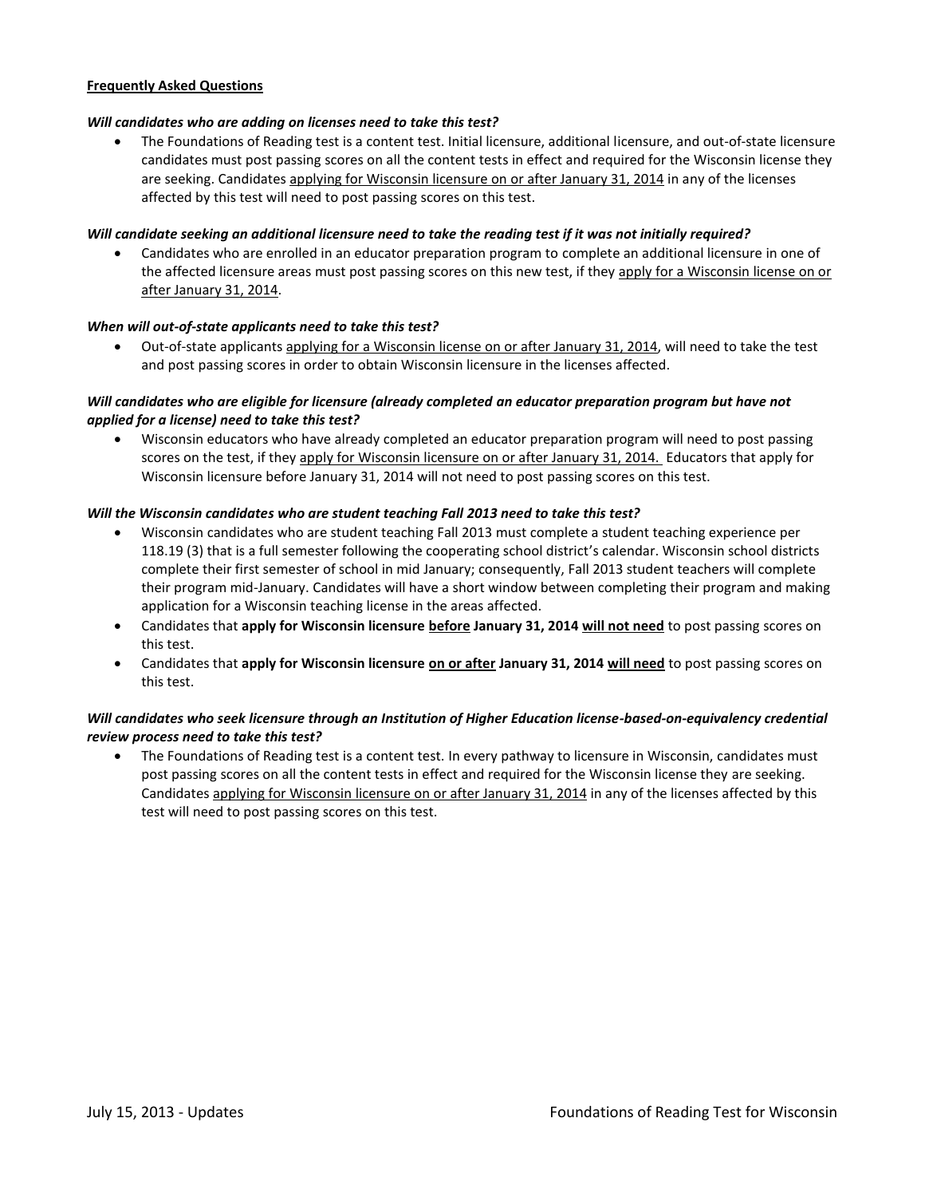**Frequently Asked Questions**

***Will candidates who are adding on licenses need to take this test?***

- The Foundations of Reading test is a content test. Initial licensure, additional licensure, and out-of-state licensure candidates must post passing scores on all the content tests in effect and required for the Wisconsin license they are seeking. Candidates applying for Wisconsin licensure on or after January 31, 2014 in any of the licenses affected by this test will need to post passing scores on this test.

***Will candidate seeking an additional licensure need to take the reading test if it was not initially required?***

- Candidates who are enrolled in an educator preparation program to complete an additional licensure in one of the affected licensure areas must post passing scores on this new test, if they apply for a Wisconsin license on or after January 31, 2014.

***When will out-of-state applicants need to take this test?***

- Out-of-state applicants applying for a Wisconsin license on or after January 31, 2014, will need to take the test and post passing scores in order to obtain Wisconsin licensure in the licenses affected.

***Will candidates who are eligible for licensure (already completed an educator preparation program but have not applied for a license) need to take this test?***

- Wisconsin educators who have already completed an educator preparation program will need to post passing scores on the test, if they apply for Wisconsin licensure on or after January 31, 2014. Educators that apply for Wisconsin licensure before January 31, 2014 will not need to post passing scores on this test.

***Will the Wisconsin candidates who are student teaching Fall 2013 need to take this test?***

- Wisconsin candidates who are student teaching Fall 2013 must complete a student teaching experience per 118.19 (3) that is a full semester following the cooperating school district's calendar. Wisconsin school districts complete their first semester of school in mid January; consequently, Fall 2013 student teachers will complete their program mid-January. Candidates will have a short window between completing their program and making application for a Wisconsin teaching license in the areas affected.
- Candidates that **apply for Wisconsin licensure before January 31, 2014 will not need** to post passing scores on this test.
- Candidates that **apply for Wisconsin licensure on or after January 31, 2014 will need** to post passing scores on this test.

***Will candidates who seek licensure through an Institution of Higher Education license-based-on-equivalency credential review process need to take this test?***

- The Foundations of Reading test is a content test. In every pathway to licensure in Wisconsin, candidates must post passing scores on all the content tests in effect and required for the Wisconsin license they are seeking. Candidates applying for Wisconsin licensure on or after January 31, 2014 in any of the licenses affected by this test will need to post passing scores on this test.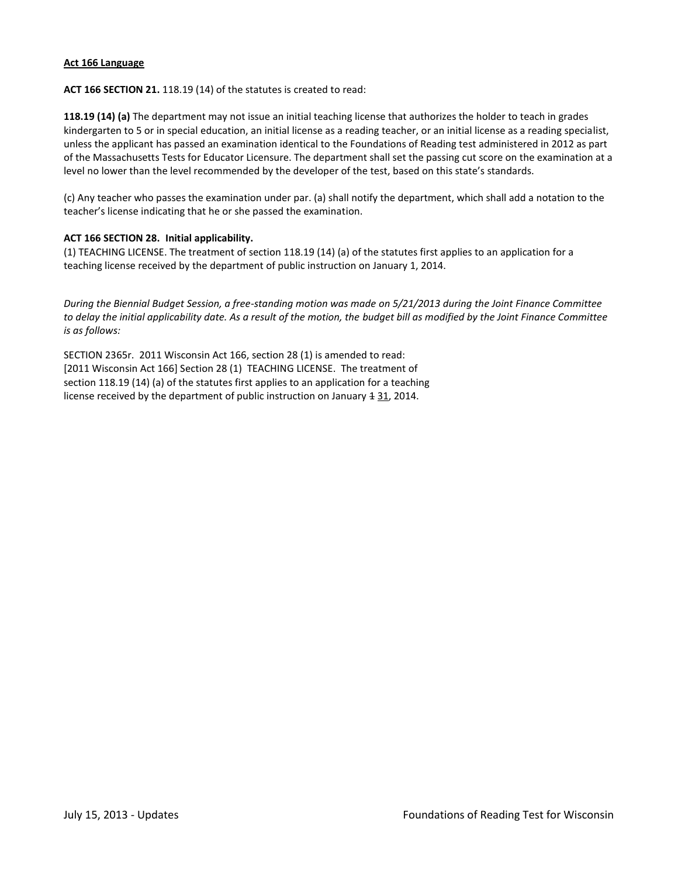**Act 166 Language**

**ACT 166 SECTION 21.** 118.19 (14) of the statutes is created to read:

**118.19 (14) (a)** The department may not issue an initial teaching license that authorizes the holder to teach in grades kindergarten to 5 or in special education, an initial license as a reading teacher, or an initial license as a reading specialist, unless the applicant has passed an examination identical to the Foundations of Reading test administered in 2012 as part of the Massachusetts Tests for Educator Licensure. The department shall set the passing cut score on the examination at a level no lower than the level recommended by the developer of the test, based on this state's standards.

(c) Any teacher who passes the examination under par. (a) shall notify the department, which shall add a notation to the teacher's license indicating that he or she passed the examination.

**ACT 166 SECTION 28. Initial applicability.**
(1) TEACHING LICENSE. The treatment of section 118.19 (14) (a) of the statutes first applies to an application for a teaching license received by the department of public instruction on January 1, 2014.

*During the Biennial Budget Session, a free-standing motion was made on 5/21/2013 during the Joint Finance Committee to delay the initial applicability date. As a result of the motion, the budget bill as modified by the Joint Finance Committee is as follows:*

SECTION 2365r. 2011 Wisconsin Act 166, section 28 (1) is amended to read:
[2011 Wisconsin Act 166] Section 28 (1) TEACHING LICENSE. The treatment of section 118.19 (14) (a) of the statutes first applies to an application for a teaching license received by the department of public instruction on January ~~1~~ <u>31</u>, 2014.